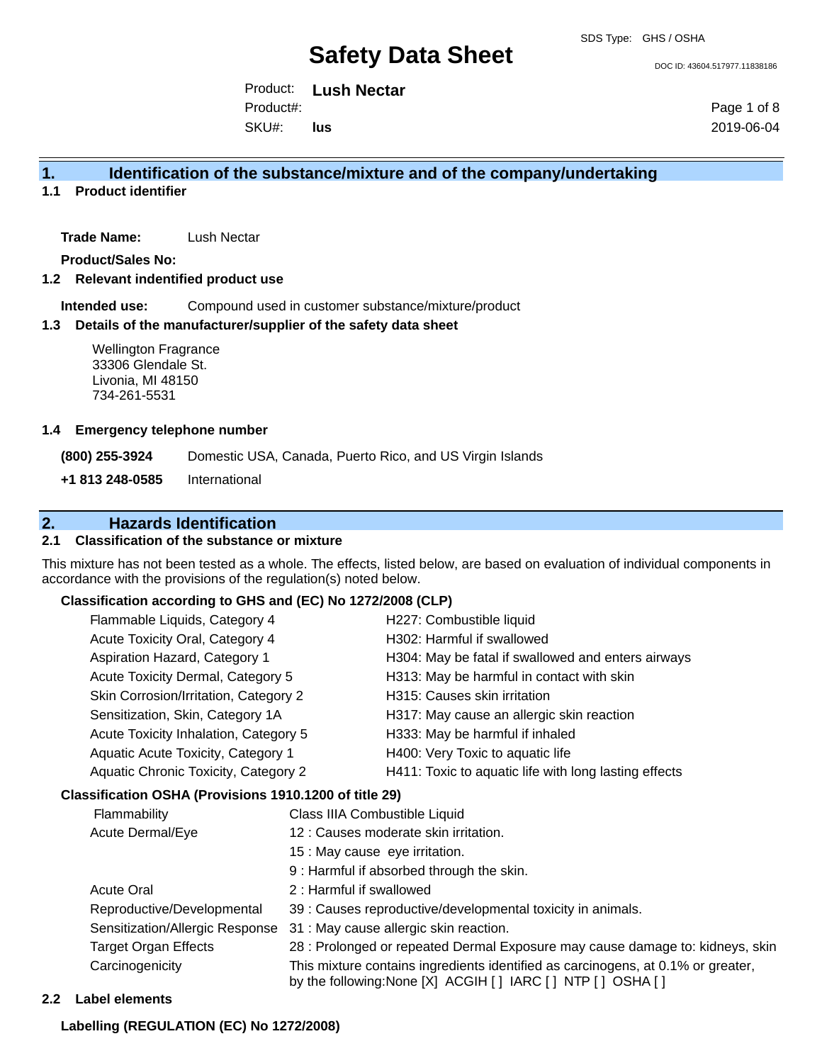SDS Type: GHS / OSHA

# Safety Data Sheet

DOC ID: 43604.517977.11838186

Product: **Lush Nectar**
Product#:
SKU#: **lus**

2019-06-04

## 1. Identification of the substance/mixture and of the company/undertaking

### 1.1 Product identifier

**Trade Name:** Lush Nectar

**Product/Sales No:**

### 1.2 Relevant indentified product use

**Intended use:** Compound used in customer substance/mixture/product

### 1.3 Details of the manufacturer/supplier of the safety data sheet

Wellington Fragrance
33306 Glendale St.
Livonia, MI 48150
734-261-5531

### 1.4 Emergency telephone number

**(800) 255-3924** Domestic USA, Canada, Puerto Rico, and US Virgin Islands

**+1 813 248-0585** International

## 2. Hazards Identification

### 2.1 Classification of the substance or mixture

This mixture has not been tested as a whole. The effects, listed below, are based on evaluation of individual components in accordance with the provisions of the regulation(s) noted below.

**Classification according to GHS and (EC) No 1272/2008 (CLP)**

| | |
|---|---|
| Flammable Liquids, Category 4 | H227: Combustible liquid |
| Acute Toxicity Oral, Category 4 | H302: Harmful if swallowed |
| Aspiration Hazard, Category 1 | H304: May be fatal if swallowed and enters airways |
| Acute Toxicity Dermal, Category 5 | H313: May be harmful in contact with skin |
| Skin Corrosion/Irritation, Category 2 | H315: Causes skin irritation |
| Sensitization, Skin, Category 1A | H317: May cause an allergic skin reaction |
| Acute Toxicity Inhalation, Category 5 | H333: May be harmful if inhaled |
| Aquatic Acute Toxicity, Category 1 | H400: Very Toxic to aquatic life |
| Aquatic Chronic Toxicity, Category 2 | H411: Toxic to aquatic life with long lasting effects |

**Classification OSHA (Provisions 1910.1200 of title 29)**

| | |
|---|---|
| Flammability | Class IIIA Combustible Liquid |
| Acute Dermal/Eye | 12 : Causes moderate skin irritation. |
| | 15 : May cause eye irritation. |
| | 9 : Harmful if absorbed through the skin. |
| Acute Oral | 2 : Harmful if swallowed |
| Reproductive/Developmental | 39 : Causes reproductive/developmental toxicity in animals. |
| Sensitization/Allergic Response | 31 : May cause allergic skin reaction. |
| Target Organ Effects | 28 : Prolonged or repeated Dermal Exposure may cause damage to: kidneys, skin |
| Carcinogenicity | This mixture contains ingredients identified as carcinogens, at 0.1% or greater, by the following:None [X] ACGIH [ ] IARC [ ] NTP [ ] OSHA [ ] |

### 2.2 Label elements

**Labelling (REGULATION (EC) No 1272/2008)**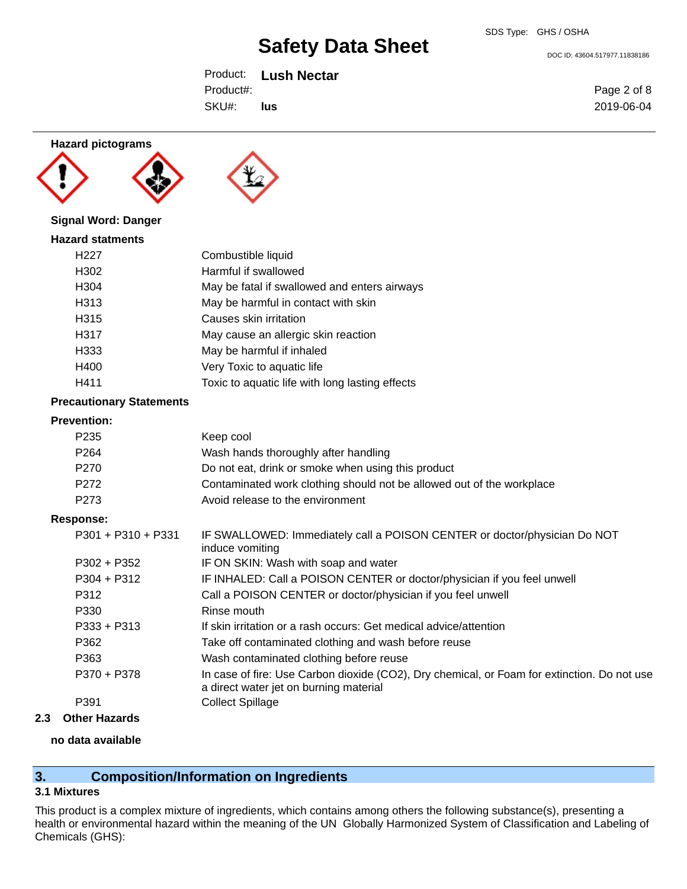**Hazard pictograms**

**Signal Word: Danger**

**Hazard statments**

| | |
|---|---|
| H227 | Combustible liquid |
| H302 | Harmful if swallowed |
| H304 | May be fatal if swallowed and enters airways |
| H313 | May be harmful in contact with skin |
| H315 | Causes skin irritation |
| H317 | May cause an allergic skin reaction |
| H333 | May be harmful if inhaled |
| H400 | Very Toxic to aquatic life |
| H411 | Toxic to aquatic life with long lasting effects |

**Precautionary Statements**

**Prevention:**

| | |
|---|---|
| P235 | Keep cool |
| P264 | Wash hands thoroughly after handling |
| P270 | Do not eat, drink or smoke when using this product |
| P272 | Contaminated work clothing should not be allowed out of the workplace |
| P273 | Avoid release to the environment |

**Response:**

| | |
|---|---|
| P301 + P310 + P331 | IF SWALLOWED: Immediately call a POISON CENTER or doctor/physician Do NOT induce vomiting |
| P302 + P352 | IF ON SKIN: Wash with soap and water |
| P304 + P312 | IF INHALED: Call a POISON CENTER or doctor/physician if you feel unwell |
| P312 | Call a POISON CENTER or doctor/physician if you feel unwell |
| P330 | Rinse mouth |
| P333 + P313 | If skin irritation or a rash occurs: Get medical advice/attention |
| P362 | Take off contaminated clothing and wash before reuse |
| P363 | Wash contaminated clothing before reuse |
| P370 + P378 | In case of fire: Use Carbon dioxide ($CO_2$), Dry chemical, or Foam for extinction. Do not use a direct water jet on burning material |
| P391 | Collect Spillage |

### 2.3 Other Hazards

**no data available**

## 3. Composition/Information on Ingredients

### 3.1 Mixtures

This product is a complex mixture of ingredients, which contains among others the following substance(s), presenting a health or environmental hazard within the meaning of the UN Globally Harmonized System of Classification and Labeling of Chemicals (GHS):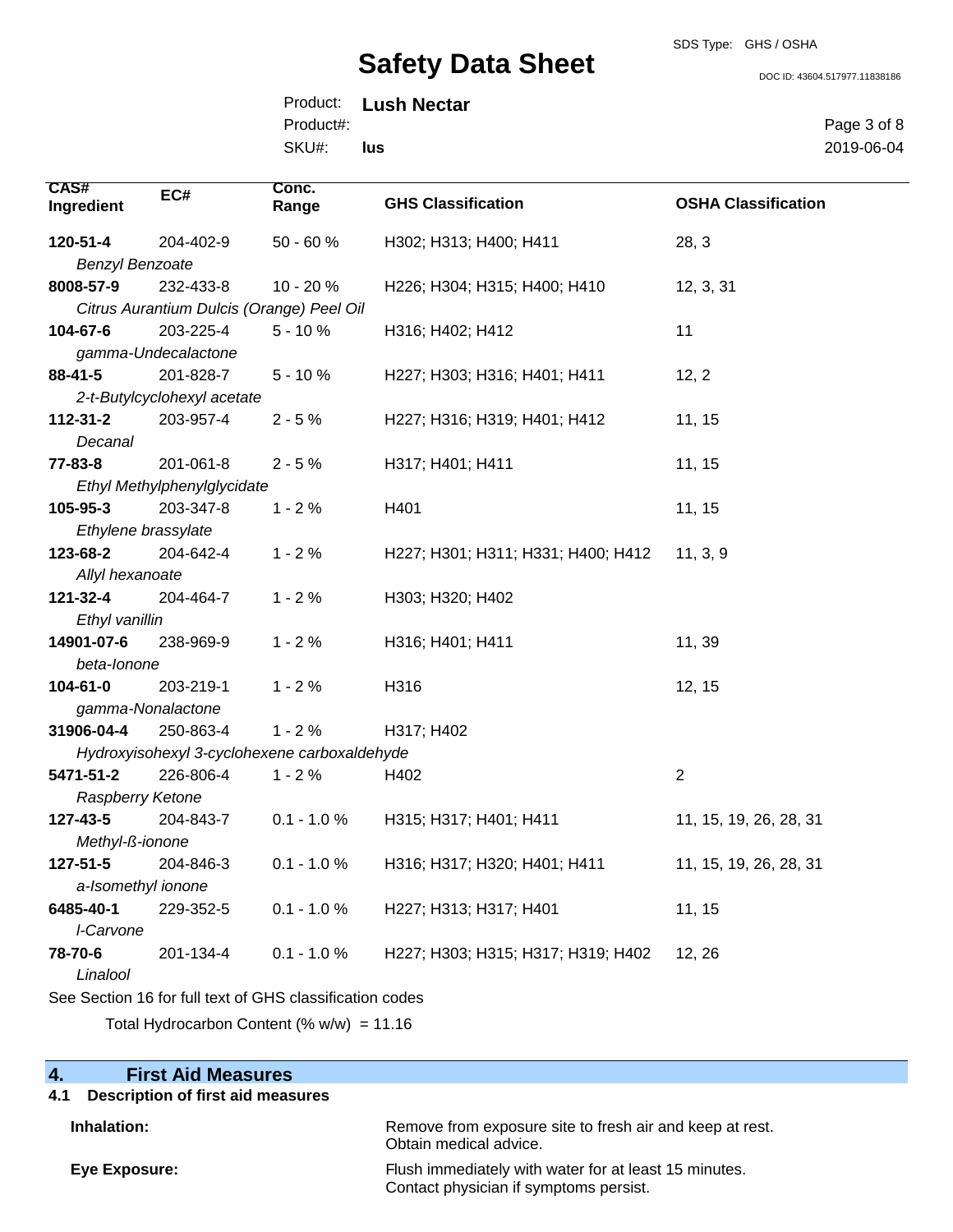| CAS# Ingredient | EC# | Conc. Range | GHS Classification | OSHA Classification |
|---|---|---|---|---|
| **120-51-4** *Benzyl Benzoate* | 204-402-9 | 50 - 60 % | H302; H313; H400; H411 | 28, 3 |
| **8008-57-9** *Citrus Aurantium Dulcis (Orange) Peel Oil* | 232-433-8 | 10 - 20 % | H226; H304; H315; H400; H410 | 12, 3, 31 |
| **104-67-6** *gamma-Undecalactone* | 203-225-4 | 5 - 10 % | H316; H402; H412 | 11 |
| **88-41-5** *2-t-Butylcyclohexyl acetate* | 201-828-7 | 5 - 10 % | H227; H303; H316; H401; H411 | 12, 2 |
| **112-31-2** *Decanal* | 203-957-4 | 2 - 5 % | H227; H316; H319; H401; H412 | 11, 15 |
| **77-83-8** *Ethyl Methylphenylglycidate* | 201-061-8 | 2 - 5 % | H317; H401; H411 | 11, 15 |
| **105-95-3** *Ethylene brassylate* | 203-347-8 | 1 - 2 % | H401 | 11, 15 |
| **123-68-2** *Allyl hexanoate* | 204-642-4 | 1 - 2 % | H227; H301; H311; H331; H400; H412 | 11, 3, 9 |
| **121-32-4** *Ethyl vanillin* | 204-464-7 | 1 - 2 % | H303; H320; H402 | |
| **14901-07-6** *beta-Ionone* | 238-969-9 | 1 - 2 % | H316; H401; H411 | 11, 39 |
| **104-61-0** *gamma-Nonalactone* | 203-219-1 | 1 - 2 % | H316 | 12, 15 |
| **31906-04-4** *Hydroxyisohexyl 3-cyclohexene carboxaldehyde* | 250-863-4 | 1 - 2 % | H317; H402 | |
| **5471-51-2** *Raspberry Ketone* | 226-806-4 | 1 - 2 % | H402 | 2 |
| **127-43-5** *Methyl-ß-ionone* | 204-843-7 | 0.1 - 1.0 % | H315; H317; H401; H411 | 11, 15, 19, 26, 28, 31 |
| **127-51-5** *a-Isomethyl ionone* | 204-846-3 | 0.1 - 1.0 % | H316; H317; H320; H401; H411 | 11, 15, 19, 26, 28, 31 |
| **6485-40-1** *l-Carvone* | 229-352-5 | 0.1 - 1.0 % | H227; H313; H317; H401 | 11, 15 |
| **78-70-6** *Linalool* | 201-134-4 | 0.1 - 1.0 % | H227; H303; H315; H317; H319; H402 | 12, 26 |

See Section 16 for full text of GHS classification codes

Total Hydrocarbon Content (% w/w) = 11.16

## 4. First Aid Measures

### 4.1 Description of first aid measures

**Inhalation:** Remove from exposure site to fresh air and keep at rest. Obtain medical advice.

**Eye Exposure:** Flush immediately with water for at least 15 minutes. Contact physician if symptoms persist.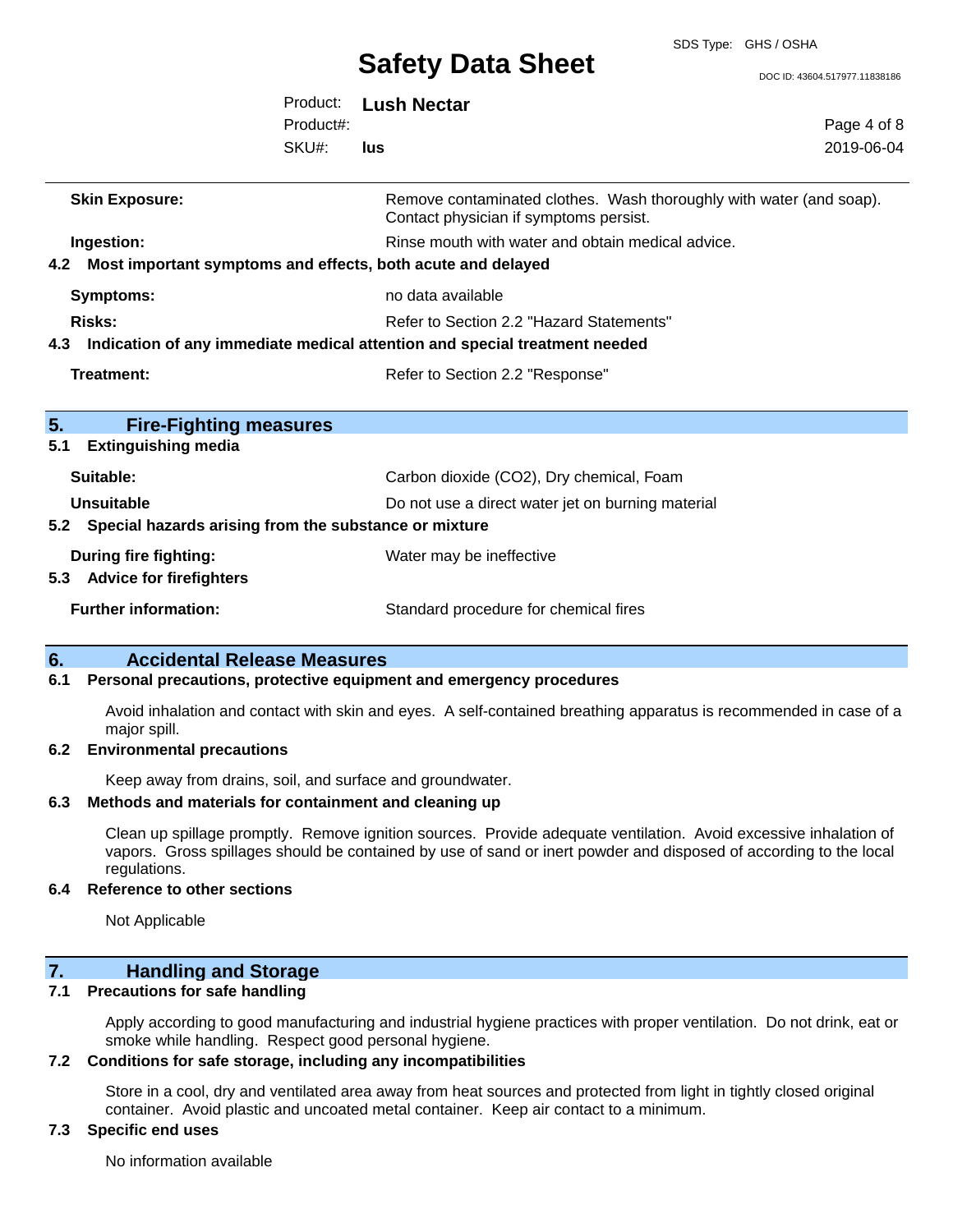**Skin Exposure:** Remove contaminated clothes. Wash thoroughly with water (and soap). Contact physician if symptoms persist.

**Ingestion:** Rinse mouth with water and obtain medical advice.

### 4.2 Most important symptoms and effects, both acute and delayed

**Symptoms:** no data available

**Risks:** Refer to Section 2.2 "Hazard Statements"

### 4.3 Indication of any immediate medical attention and special treatment needed

**Treatment:** Refer to Section 2.2 "Response"

## 5. Fire-Fighting measures

### 5.1 Extinguishing media

**Suitable:** Carbon dioxide ($CO_2$), Dry chemical, Foam

**Unsuitable** Do not use a direct water jet on burning material

### 5.2 Special hazards arising from the substance or mixture

**During fire fighting:** Water may be ineffective

### 5.3 Advice for firefighters

**Further information:** Standard procedure for chemical fires

## 6. Accidental Release Measures

### 6.1 Personal precautions, protective equipment and emergency procedures

Avoid inhalation and contact with skin and eyes. A self-contained breathing apparatus is recommended in case of a major spill.

### 6.2 Environmental precautions

Keep away from drains, soil, and surface and groundwater.

### 6.3 Methods and materials for containment and cleaning up

Clean up spillage promptly. Remove ignition sources. Provide adequate ventilation. Avoid excessive inhalation of vapors. Gross spillages should be contained by use of sand or inert powder and disposed of according to the local regulations.

### 6.4 Reference to other sections

Not Applicable

## 7. Handling and Storage

### 7.1 Precautions for safe handling

Apply according to good manufacturing and industrial hygiene practices with proper ventilation. Do not drink, eat or smoke while handling. Respect good personal hygiene.

### 7.2 Conditions for safe storage, including any incompatibilities

Store in a cool, dry and ventilated area away from heat sources and protected from light in tightly closed original container. Avoid plastic and uncoated metal container. Keep air contact to a minimum.

### 7.3 Specific end uses

No information available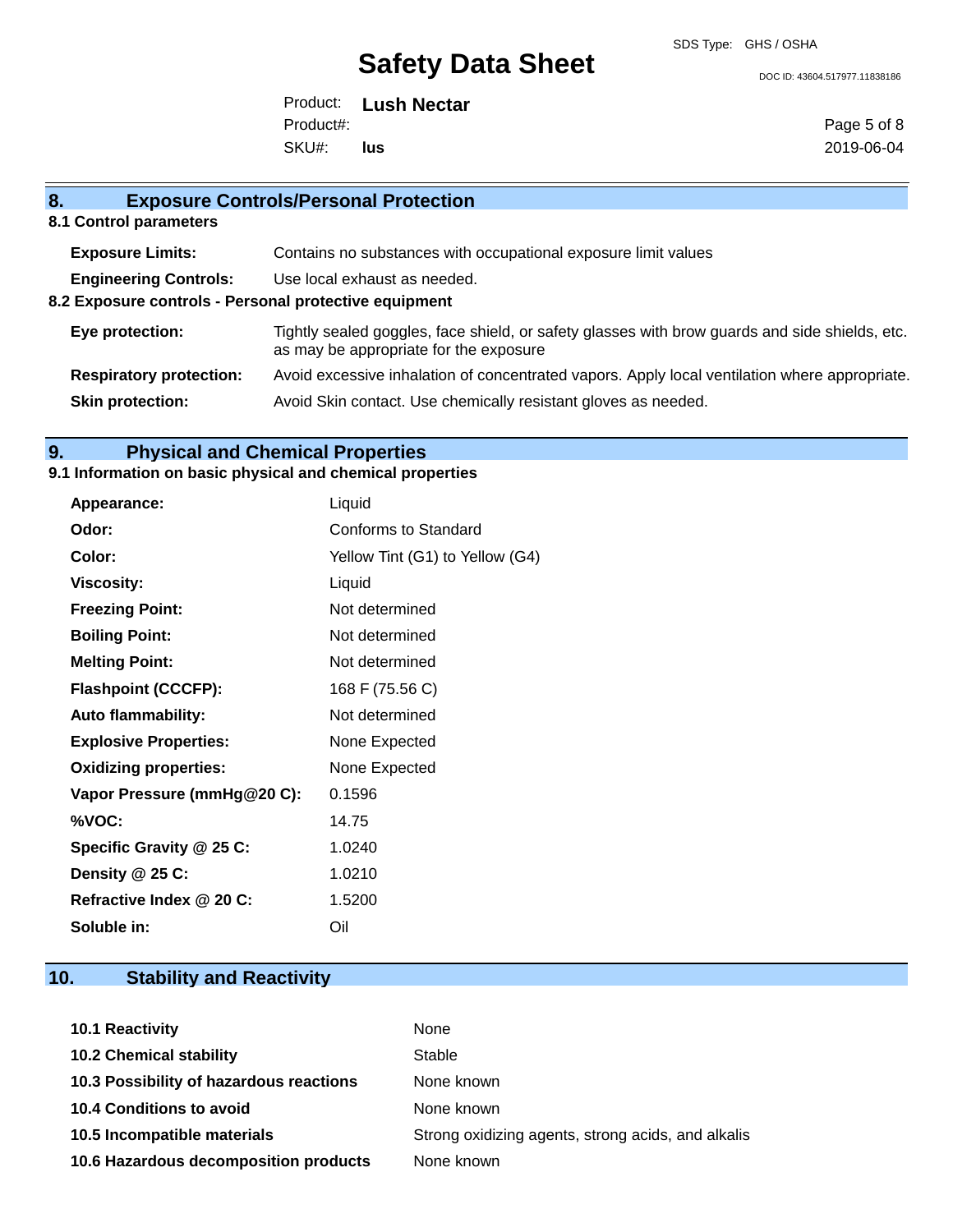## 8. Exposure Controls/Personal Protection

### 8.1 Control parameters

| | |
|---|---|
| **Exposure Limits:** | Contains no substances with occupational exposure limit values |
| **Engineering Controls:** | Use local exhaust as needed. |

### 8.2 Exposure controls - Personal protective equipment

| | |
|---|---|
| **Eye protection:** | Tightly sealed goggles, face shield, or safety glasses with brow guards and side shields, etc. as may be appropriate for the exposure |
| **Respiratory protection:** | Avoid excessive inhalation of concentrated vapors. Apply local ventilation where appropriate. |
| **Skin protection:** | Avoid Skin contact. Use chemically resistant gloves as needed. |

## 9. Physical and Chemical Properties

### 9.1 Information on basic physical and chemical properties

| | |
|---|---|
| **Appearance:** | Liquid |
| **Odor:** | Conforms to Standard |
| **Color:** | Yellow Tint (G1) to Yellow (G4) |
| **Viscosity:** | Liquid |
| **Freezing Point:** | Not determined |
| **Boiling Point:** | Not determined |
| **Melting Point:** | Not determined |
| **Flashpoint (CCCFP):** | 168 F (75.56 C) |
| **Auto flammability:** | Not determined |
| **Explosive Properties:** | None Expected |
| **Oxidizing properties:** | None Expected |
| **Vapor Pressure (mmHg@20 C):** | 0.1596 |
| **%VOC:** | 14.75 |
| **Specific Gravity @ 25 C:** | 1.0240 |
| **Density @ 25 C:** | 1.0210 |
| **Refractive Index @ 20 C:** | 1.5200 |
| **Soluble in:** | Oil |

## 10. Stability and Reactivity

| | |
|---|---|
| **10.1 Reactivity** | None |
| **10.2 Chemical stability** | Stable |
| **10.3 Possibility of hazardous reactions** | None known |
| **10.4 Conditions to avoid** | None known |
| **10.5 Incompatible materials** | Strong oxidizing agents, strong acids, and alkalis |
| **10.6 Hazardous decomposition products** | None known |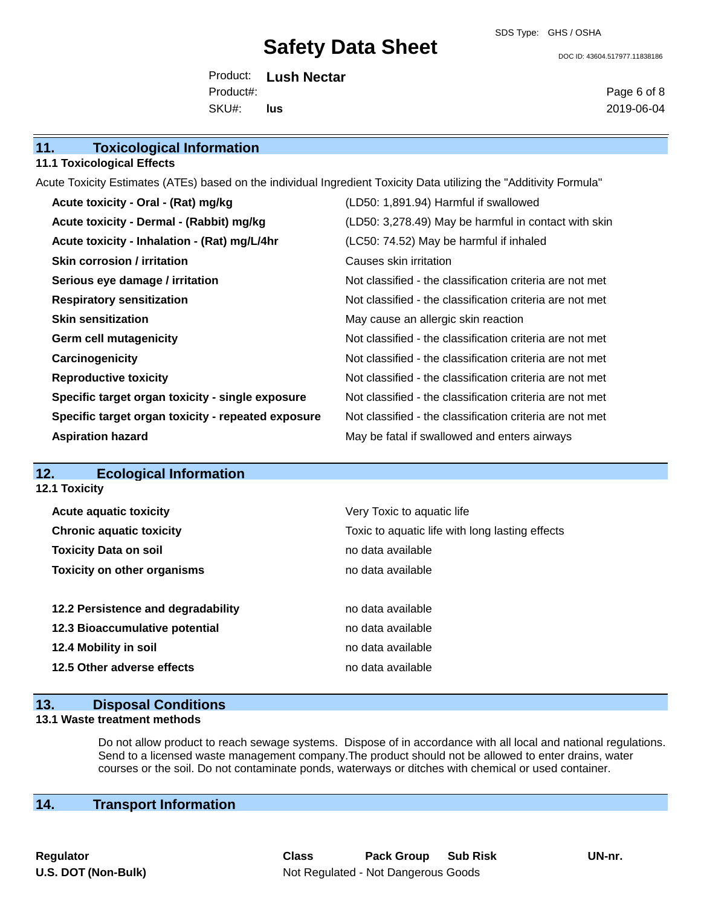## 11. Toxicological Information

### 11.1 Toxicological Effects

Acute Toxicity Estimates (ATEs) based on the individual Ingredient Toxicity Data utilizing the "Additivity Formula"

| | |
|---|---|
| **Acute toxicity - Oral - (Rat) mg/kg** | (LD50: 1,891.94) Harmful if swallowed |
| **Acute toxicity - Dermal - (Rabbit) mg/kg** | (LD50: 3,278.49) May be harmful in contact with skin |
| **Acute toxicity - Inhalation - (Rat) mg/L/4hr** | (LC50: 74.52) May be harmful if inhaled |
| **Skin corrosion / irritation** | Causes skin irritation |
| **Serious eye damage / irritation** | Not classified - the classification criteria are not met |
| **Respiratory sensitization** | Not classified - the classification criteria are not met |
| **Skin sensitization** | May cause an allergic skin reaction |
| **Germ cell mutagenicity** | Not classified - the classification criteria are not met |
| **Carcinogenicity** | Not classified - the classification criteria are not met |
| **Reproductive toxicity** | Not classified - the classification criteria are not met |
| **Specific target organ toxicity - single exposure** | Not classified - the classification criteria are not met |
| **Specific target organ toxicity - repeated exposure** | Not classified - the classification criteria are not met |
| **Aspiration hazard** | May be fatal if swallowed and enters airways |

## 12. Ecological Information

### 12.1 Toxicity

| | |
|---|---|
| **Acute aquatic toxicity** | Very Toxic to aquatic life |
| **Chronic aquatic toxicity** | Toxic to aquatic life with long lasting effects |
| **Toxicity Data on soil** | no data available |
| **Toxicity on other organisms** | no data available |
| | |
| **12.2 Persistence and degradability** | no data available |
| **12.3 Bioaccumulative potential** | no data available |
| **12.4 Mobility in soil** | no data available |
| **12.5 Other adverse effects** | no data available |

## 13. Disposal Conditions

### 13.1 Waste treatment methods

Do not allow product to reach sewage systems. Dispose of in accordance with all local and national regulations. Send to a licensed waste management company.The product should not be allowed to enter drains, water courses or the soil. Do not contaminate ponds, waterways or ditches with chemical or used container.

## 14. Transport Information

| Regulator | Class | Pack Group | Sub Risk | UN-nr. |
|---|---|---|---|---|
| **U.S. DOT (Non-Bulk)** | Not Regulated - Not Dangerous Goods | | | |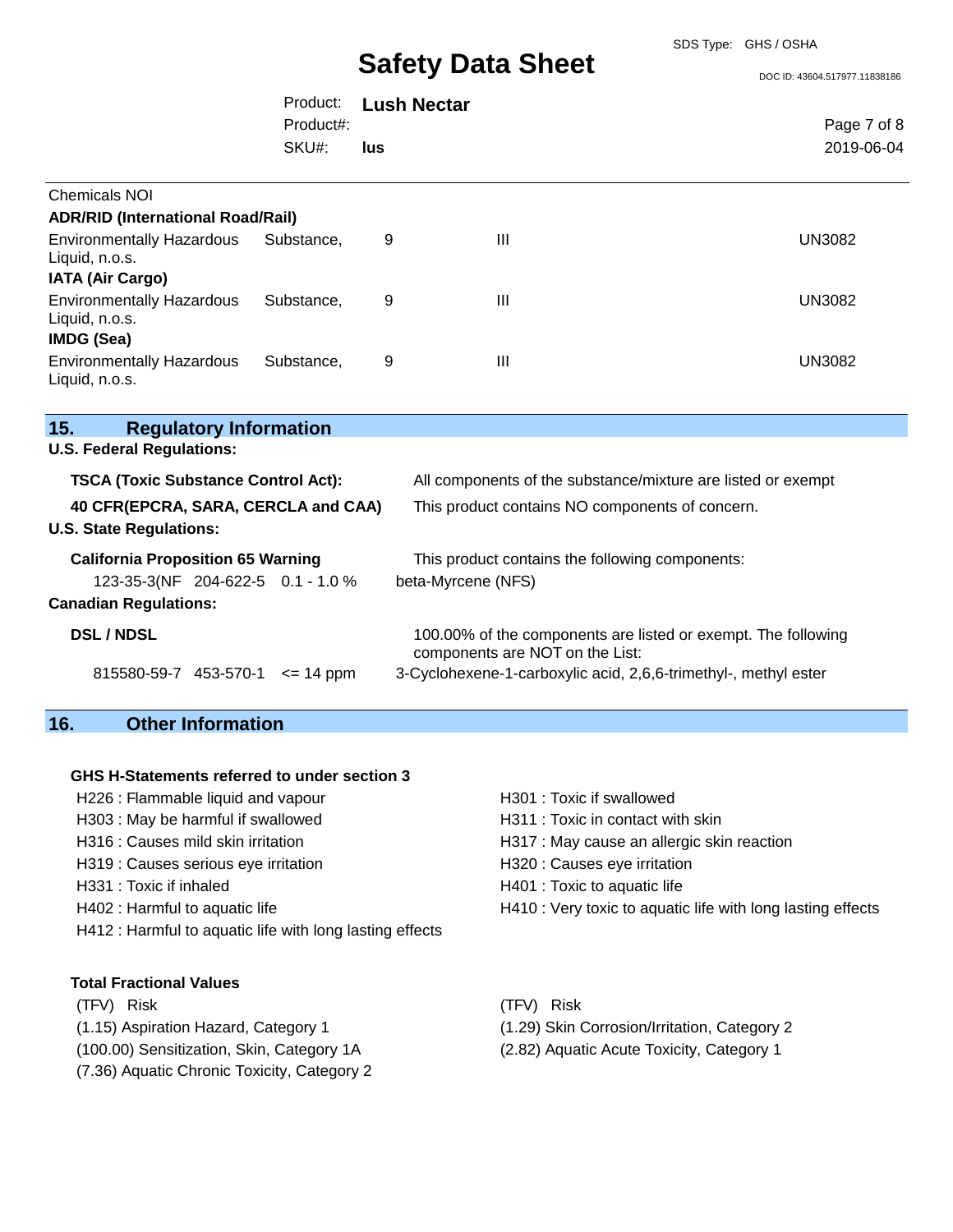Chemicals NOI

**ADR/RID (International Road/Rail)**

| | | | |
|---|---|---|---|
| Environmentally Hazardous Substance, Liquid, n.o.s. | 9 | III | UN3082 |

**IATA (Air Cargo)**

| | | | |
|---|---|---|---|
| Environmentally Hazardous Substance, Liquid, n.o.s. | 9 | III | UN3082 |

**IMDG (Sea)**

| | | | |
|---|---|---|---|
| Environmentally Hazardous Substance, Liquid, n.o.s. | 9 | III | UN3082 |

## 15. Regulatory Information

**U.S. Federal Regulations:**

**TSCA (Toxic Substance Control Act):** All components of the substance/mixture are listed or exempt

**40 CFR(EPCRA, SARA, CERCLA and CAA)** This product contains NO components of concern.

**U.S. State Regulations:**

**California Proposition 65 Warning** This product contains the following components:

| | | | |
|---|---|---|---|
| 123-35-3(NF | 204-622-5 | 0.1 - 1.0 % | beta-Myrcene (NFS) |

**Canadian Regulations:**

**DSL / NDSL** 100.00% of the components are listed or exempt. The following components are NOT on the List:

| | | | |
|---|---|---|---|
| 815580-59-7 | 453-570-1 | <= 14 ppm | 3-Cyclohexene-1-carboxylic acid, 2,6,6-trimethyl-, methyl ester |

## 16. Other Information

**GHS H-Statements referred to under section 3**

- H226 : Flammable liquid and vapour
- H303 : May be harmful if swallowed
- H316 : Causes mild skin irritation
- H319 : Causes serious eye irritation
- H331 : Toxic if inhaled
- H402 : Harmful to aquatic life
- H412 : Harmful to aquatic life with long lasting effects
- H301 : Toxic if swallowed
- H311 : Toxic in contact with skin
- H317 : May cause an allergic skin reaction
- H320 : Causes eye irritation
- H401 : Toxic to aquatic life
- H410 : Very toxic to aquatic life with long lasting effects

**Total Fractional Values**

| (TFV) Risk | (TFV) Risk |
|---|---|
| (1.15) Aspiration Hazard, Category 1 | (1.29) Skin Corrosion/Irritation, Category 2 |
| (100.00) Sensitization, Skin, Category 1A | (2.82) Aquatic Acute Toxicity, Category 1 |
| (7.36) Aquatic Chronic Toxicity, Category 2 | |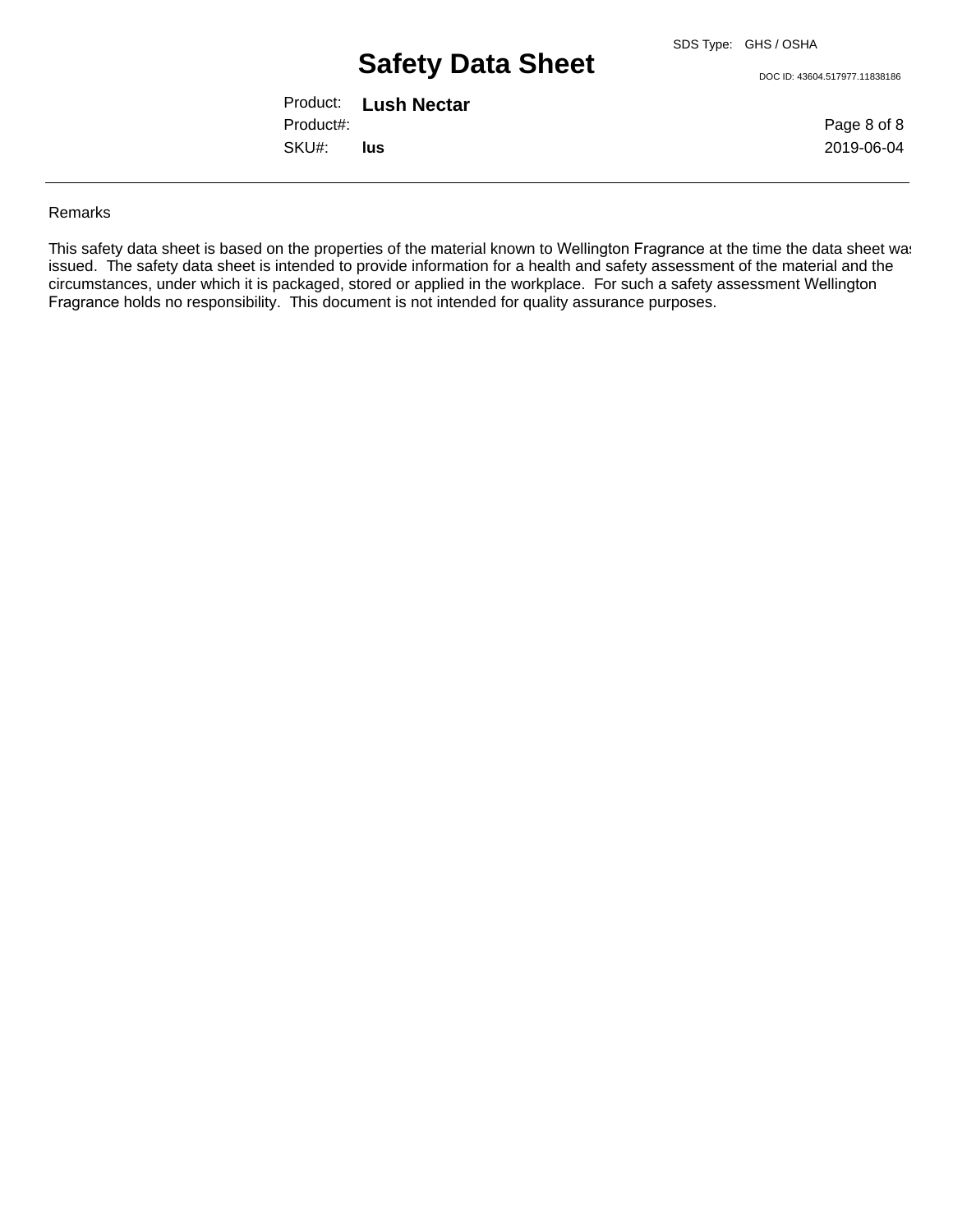Remarks

This safety data sheet is based on the properties of the material known to Wellington Fragrance at the time the data sheet was issued. The safety data sheet is intended to provide information for a health and safety assessment of the material and the circumstances, under which it is packaged, stored or applied in the workplace. For such a safety assessment Wellington Fragrance holds no responsibility. This document is not intended for quality assurance purposes.